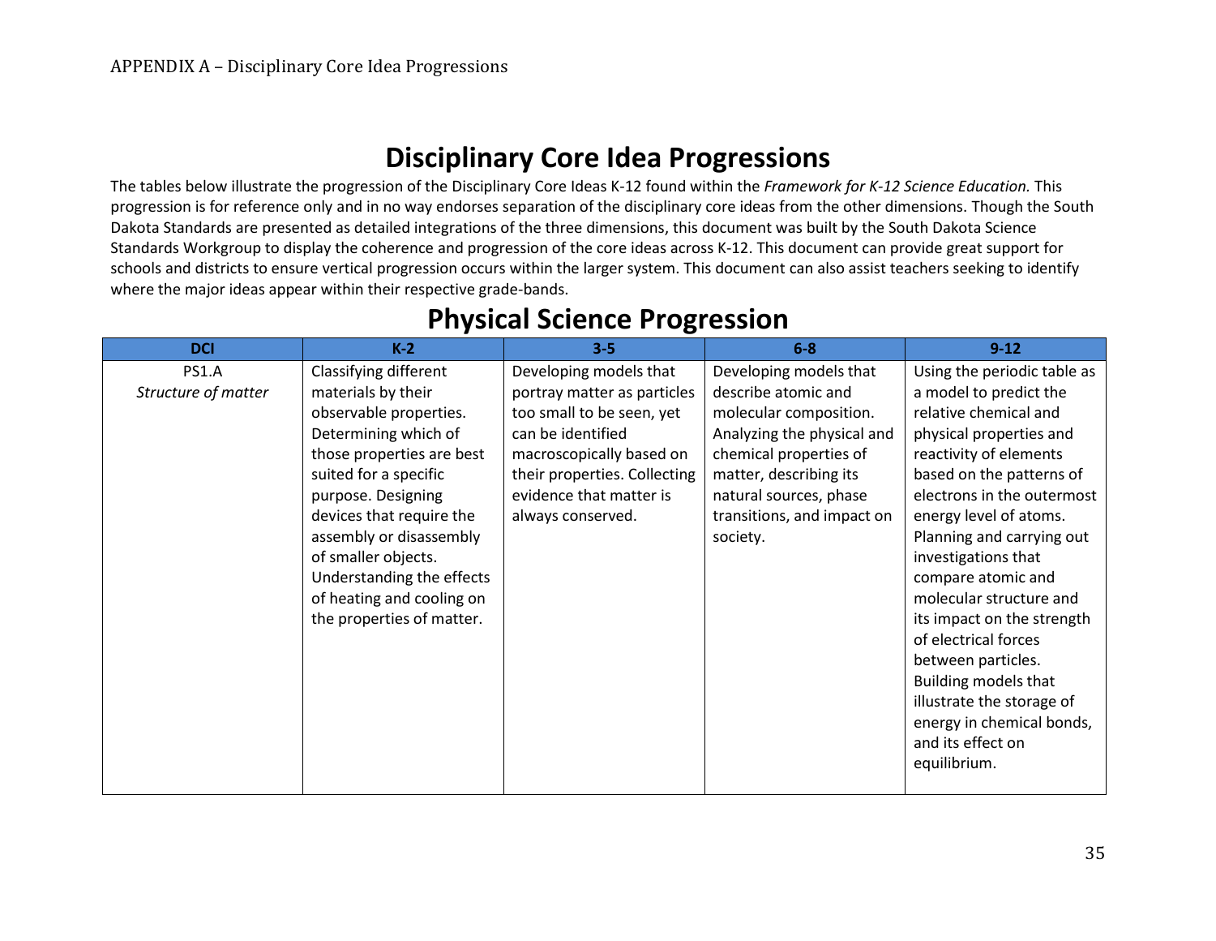# Disciplinary Core Idea Progressions

The tables below illustrate the progression of the Disciplinary Core Ideas K-12 found within the *Framework for K-12 Science Education.* This progression is for reference only and in no way endorses separation of the disciplinary core ideas from the other dimensions. Though the South Dakota Standards are presented as detailed integrations of the three dimensions, this document was built by the South Dakota Science Standards Workgroup to display the coherence and progression of the core ideas across K-12. This document can provide great support for schools and districts to ensure vertical progression occurs within the larger system. This document can also assist teachers seeking to identify where the major ideas appear within their respective grade-bands.

## Physical Science Progression

| DCI | K-2 | 3-5 | 6-8 | 9-12 |
|---|---|---|---|---|
| PS1.A *Structure of matter* | Classifying different materials by their observable properties. Determining which of those properties are best suited for a specific purpose. Designing devices that require the assembly or disassembly of smaller objects. Understanding the effects of heating and cooling on the properties of matter. | Developing models that portray matter as particles too small to be seen, yet can be identified macroscopically based on their properties. Collecting evidence that matter is always conserved. | Developing models that describe atomic and molecular composition. Analyzing the physical and chemical properties of matter, describing its natural sources, phase transitions, and impact on society. | Using the periodic table as a model to predict the relative chemical and physical properties and reactivity of elements based on the patterns of electrons in the outermost energy level of atoms. Planning and carrying out investigations that compare atomic and molecular structure and its impact on the strength of electrical forces between particles. Building models that illustrate the storage of energy in chemical bonds, and its effect on equilibrium. |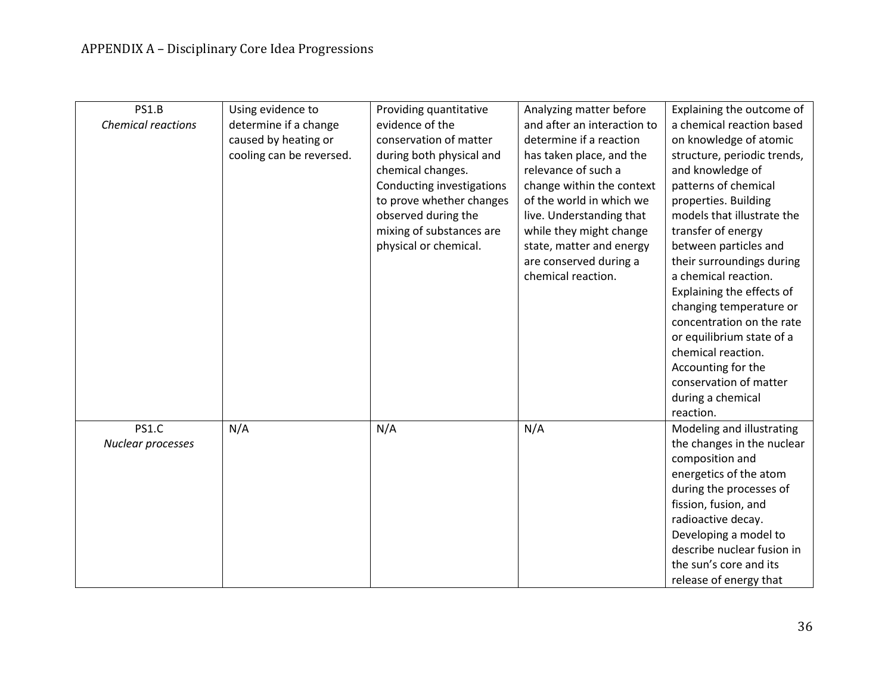| | | | | |
|---|---|---|---|---|
| PS1.B<br>*Chemical reactions* | Using evidence to determine if a change caused by heating or cooling can be reversed. | Providing quantitative evidence of the conservation of matter during both physical and chemical changes. Conducting investigations to prove whether changes observed during the mixing of substances are physical or chemical. | Analyzing matter before and after an interaction to determine if a reaction has taken place, and the relevance of such a change within the context of the world in which we live. Understanding that while they might change state, matter and energy are conserved during a chemical reaction. | Explaining the outcome of a chemical reaction based on knowledge of atomic structure, periodic trends, and knowledge of patterns of chemical properties. Building models that illustrate the transfer of energy between particles and their surroundings during a chemical reaction. Explaining the effects of changing temperature or concentration on the rate or equilibrium state of a chemical reaction. Accounting for the conservation of matter during a chemical reaction. |
| PS1.C<br>*Nuclear processes* | N/A | N/A | N/A | Modeling and illustrating the changes in the nuclear composition and energetics of the atom during the processes of fission, fusion, and radioactive decay. Developing a model to describe nuclear fusion in the sun's core and its release of energy that |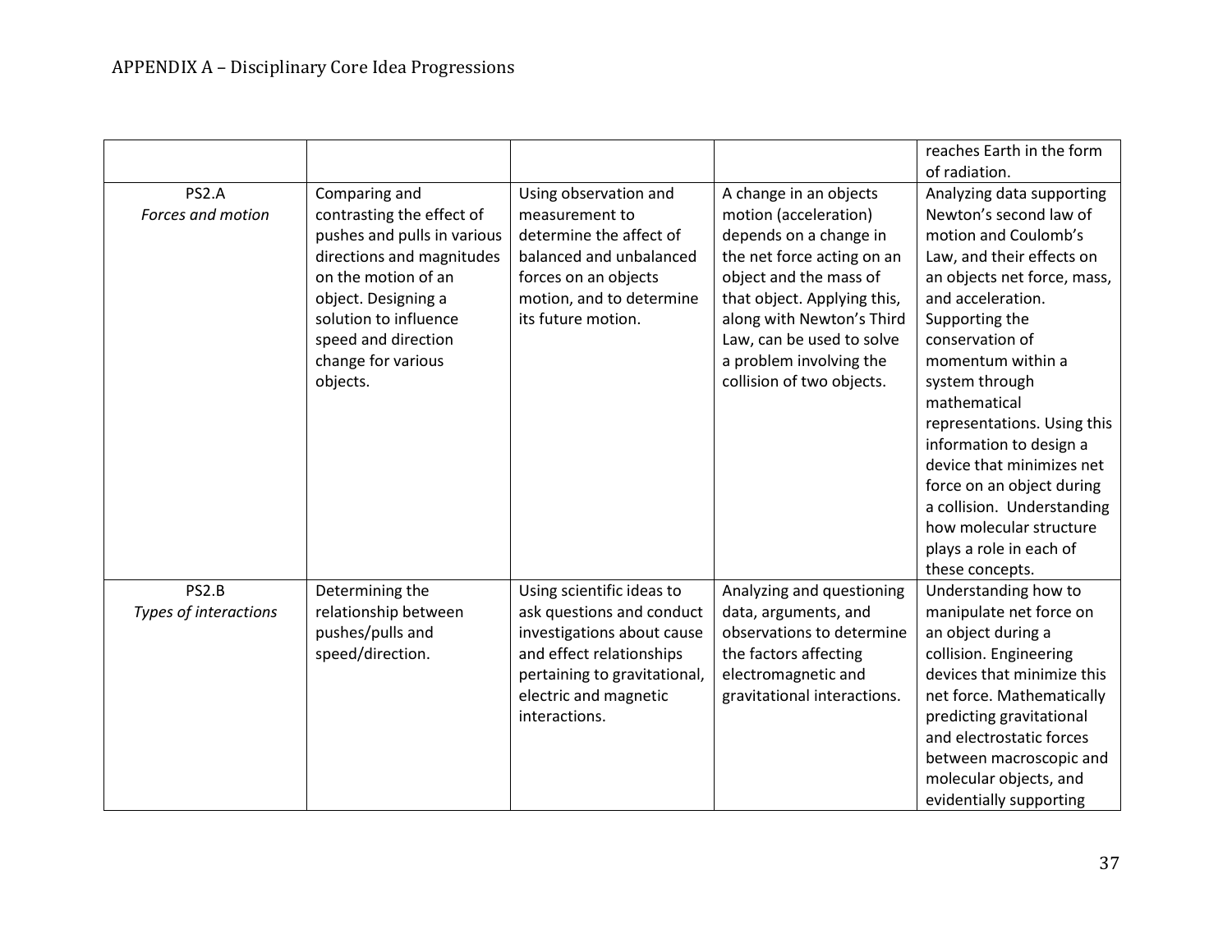| | | | | |
|---|---|---|---|---|
| | | | | reaches Earth in the form of radiation. |
| PS2.A<br>*Forces and motion* | Comparing and contrasting the effect of pushes and pulls in various directions and magnitudes on the motion of an object. Designing a solution to influence speed and direction change for various objects. | Using observation and measurement to determine the affect of balanced and unbalanced forces on an objects motion, and to determine its future motion. | A change in an objects motion (acceleration) depends on a change in the net force acting on an object and the mass of that object. Applying this, along with Newton's Third Law, can be used to solve a problem involving the collision of two objects. | Analyzing data supporting Newton's second law of motion and Coulomb's Law, and their effects on an objects net force, mass, and acceleration. Supporting the conservation of momentum within a system through mathematical representations. Using this information to design a device that minimizes net force on an object during a collision. Understanding how molecular structure plays a role in each of these concepts. |
| PS2.B<br>*Types of interactions* | Determining the relationship between pushes/pulls and speed/direction. | Using scientific ideas to ask questions and conduct investigations about cause and effect relationships pertaining to gravitational, electric and magnetic interactions. | Analyzing and questioning data, arguments, and observations to determine the factors affecting electromagnetic and gravitational interactions. | Understanding how to manipulate net force on an object during a collision. Engineering devices that minimize this net force. Mathematically predicting gravitational and electrostatic forces between macroscopic and molecular objects, and evidentially supporting |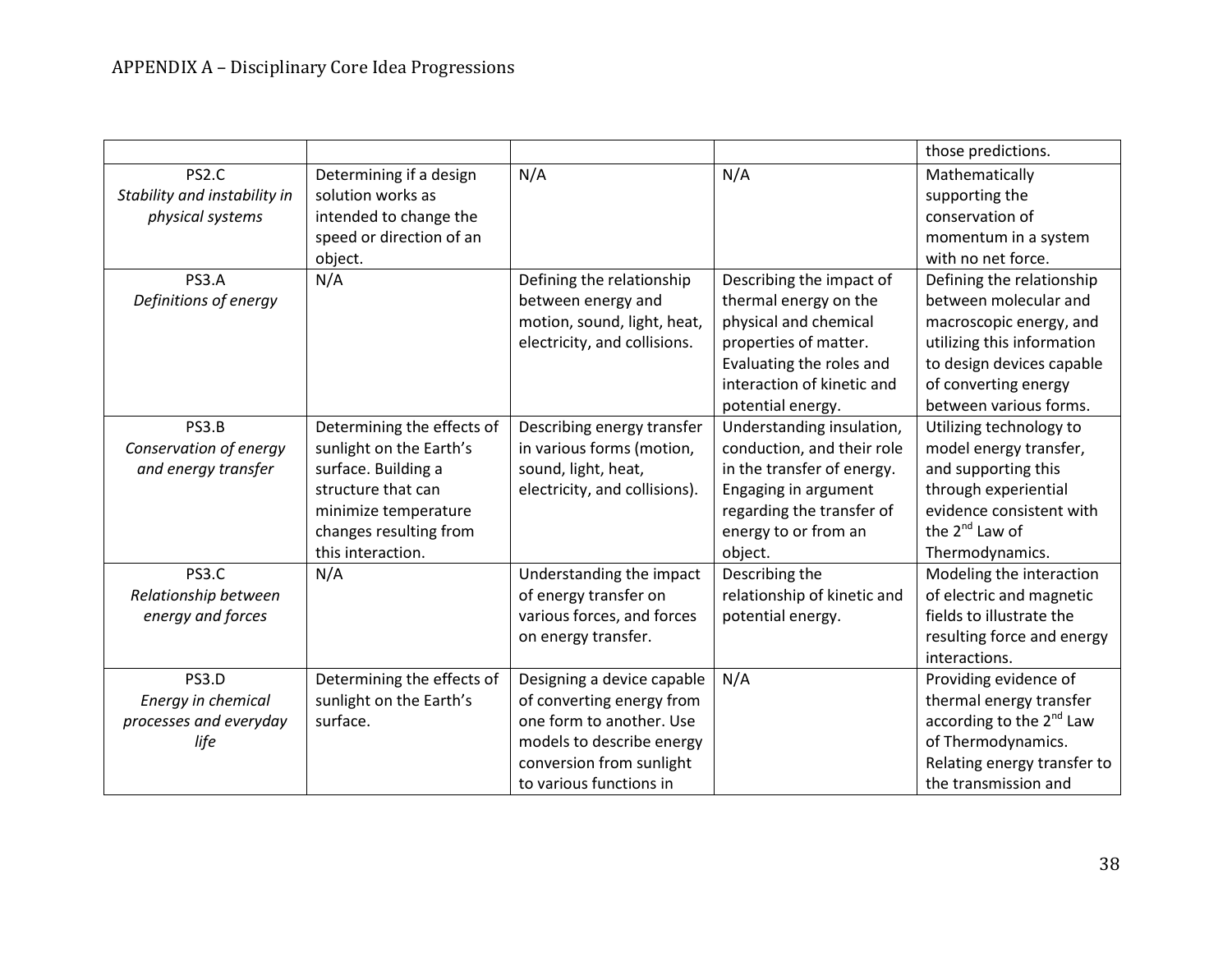| | | | | |
|---|---|---|---|---|
| | | | | those predictions. |
| PS2.C<br>*Stability and instability in physical systems* | Determining if a design solution works as intended to change the speed or direction of an object. | N/A | N/A | Mathematically supporting the conservation of momentum in a system with no net force. |
| PS3.A<br>*Definitions of energy* | N/A | Defining the relationship between energy and motion, sound, light, heat, electricity, and collisions. | Describing the impact of thermal energy on the physical and chemical properties of matter. Evaluating the roles and interaction of kinetic and potential energy. | Defining the relationship between molecular and macroscopic energy, and utilizing this information to design devices capable of converting energy between various forms. |
| PS3.B<br>*Conservation of energy and energy transfer* | Determining the effects of sunlight on the Earth's surface. Building a structure that can minimize temperature changes resulting from this interaction. | Describing energy transfer in various forms (motion, sound, light, heat, electricity, and collisions). | Understanding insulation, conduction, and their role in the transfer of energy. Engaging in argument regarding the transfer of energy to or from an object. | Utilizing technology to model energy transfer, and supporting this through experiential evidence consistent with the 2nd Law of Thermodynamics. |
| PS3.C<br>*Relationship between energy and forces* | N/A | Understanding the impact of energy transfer on various forces, and forces on energy transfer. | Describing the relationship of kinetic and potential energy. | Modeling the interaction of electric and magnetic fields to illustrate the resulting force and energy interactions. |
| PS3.D<br>*Energy in chemical processes and everyday life* | Determining the effects of sunlight on the Earth's surface. | Designing a device capable of converting energy from one form to another. Use models to describe energy conversion from sunlight to various functions in | N/A | Providing evidence of thermal energy transfer according to the 2nd Law of Thermodynamics. Relating energy transfer to the transmission and |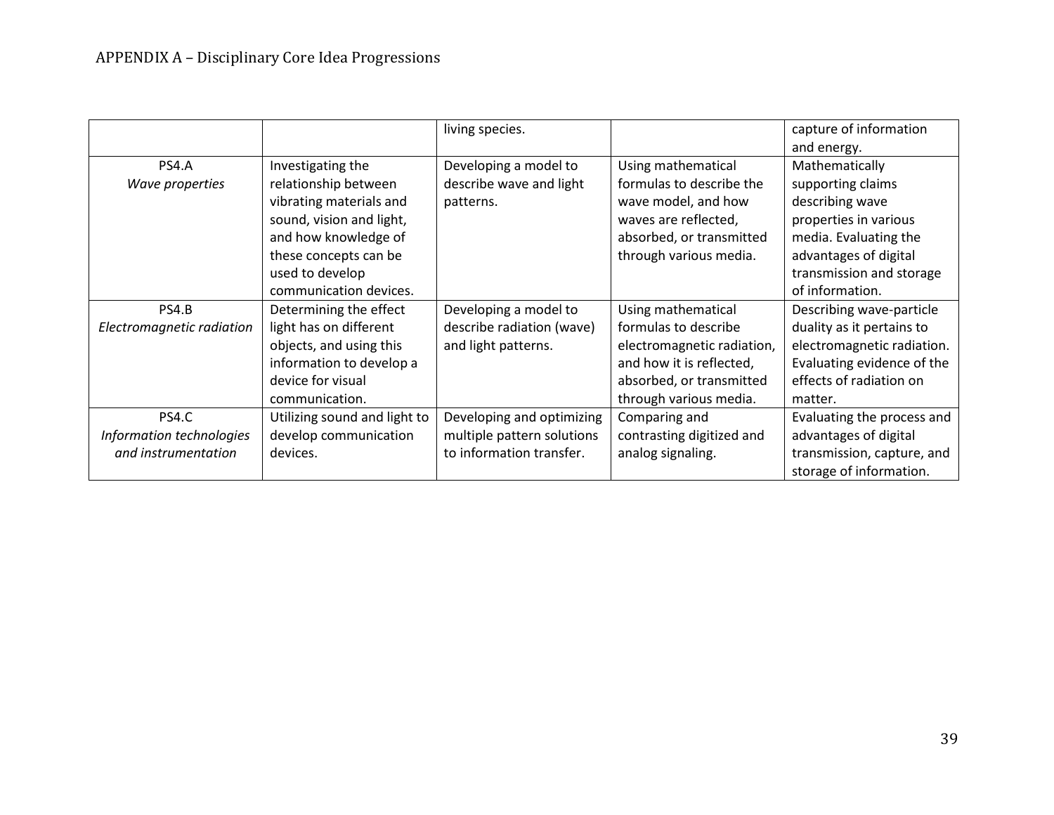| | | | | |
|---|---|---|---|---|
| | | living species. | | capture of information and energy. |
| PS4.A *Wave properties* | Investigating the relationship between vibrating materials and sound, vision and light, and how knowledge of these concepts can be used to develop communication devices. | Developing a model to describe wave and light patterns. | Using mathematical formulas to describe the wave model, and how waves are reflected, absorbed, or transmitted through various media. | Mathematically supporting claims describing wave properties in various media. Evaluating the advantages of digital transmission and storage of information. |
| PS4.B *Electromagnetic radiation* | Determining the effect light has on different objects, and using this information to develop a device for visual communication. | Developing a model to describe radiation (wave) and light patterns. | Using mathematical formulas to describe electromagnetic radiation, and how it is reflected, absorbed, or transmitted through various media. | Describing wave-particle duality as it pertains to electromagnetic radiation. Evaluating evidence of the effects of radiation on matter. |
| PS4.C *Information technologies and instrumentation* | Utilizing sound and light to develop communication devices. | Developing and optimizing multiple pattern solutions to information transfer. | Comparing and contrasting digitized and analog signaling. | Evaluating the process and advantages of digital transmission, capture, and storage of information. |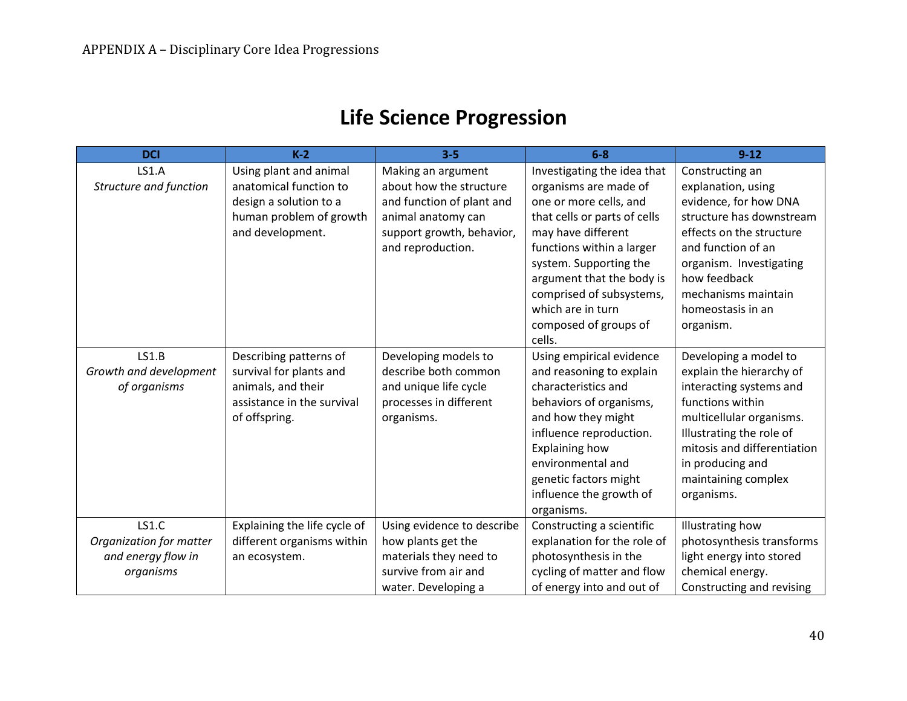## Life Science Progression

| DCI | K-2 | 3-5 | 6-8 | 9-12 |
|---|---|---|---|---|
| LS1.A<br>*Structure and function* | Using plant and animal anatomical function to design a solution to a human problem of growth and development. | Making an argument about how the structure and function of plant and animal anatomy can support growth, behavior, and reproduction. | Investigating the idea that organisms are made of one or more cells, and that cells or parts of cells may have different functions within a larger system. Supporting the argument that the body is comprised of subsystems, which are in turn composed of groups of cells. | Constructing an explanation, using evidence, for how DNA structure has downstream effects on the structure and function of an organism. Investigating how feedback mechanisms maintain homeostasis in an organism. |
| LS1.B<br>*Growth and development of organisms* | Describing patterns of survival for plants and animals, and their assistance in the survival of offspring. | Developing models to describe both common and unique life cycle processes in different organisms. | Using empirical evidence and reasoning to explain characteristics and behaviors of organisms, and how they might influence reproduction. Explaining how environmental and genetic factors might influence the growth of organisms. | Developing a model to explain the hierarchy of interacting systems and functions within multicellular organisms. Illustrating the role of mitosis and differentiation in producing and maintaining complex organisms. |
| LS1.C<br>*Organization for matter and energy flow in organisms* | Explaining the life cycle of different organisms within an ecosystem. | Using evidence to describe how plants get the materials they need to survive from air and water. Developing a | Constructing a scientific explanation for the role of photosynthesis in the cycling of matter and flow of energy into and out of | Illustrating how photosynthesis transforms light energy into stored chemical energy. Constructing and revising |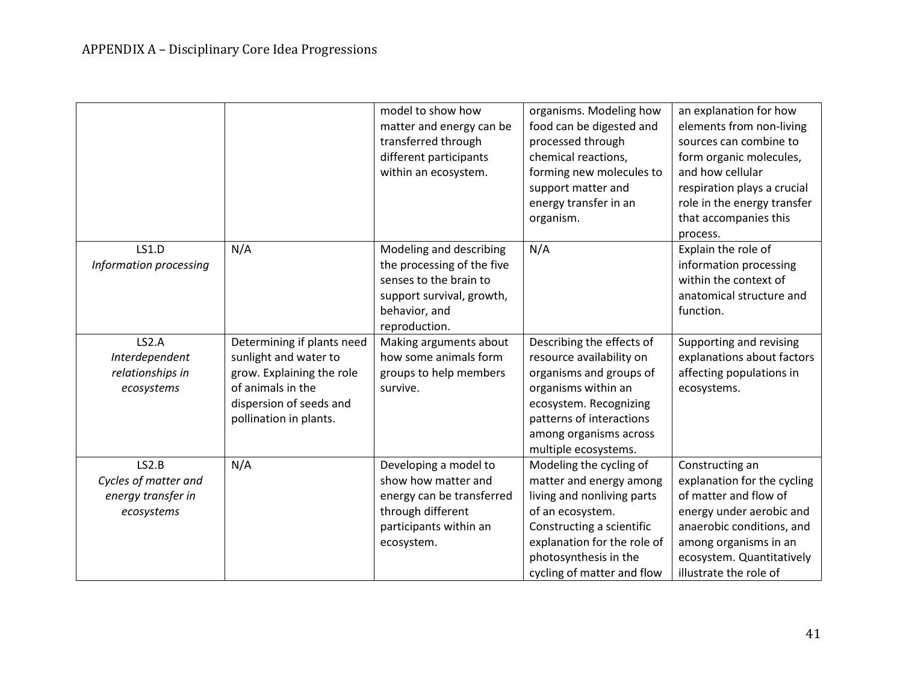| | | | | |
|---|---|---|---|---|
| | | model to show how matter and energy can be transferred through different participants within an ecosystem. | organisms. Modeling how food can be digested and processed through chemical reactions, forming new molecules to support matter and energy transfer in an organism. | an explanation for how elements from non-living sources can combine to form organic molecules, and how cellular respiration plays a crucial role in the energy transfer that accompanies this process. |
| LS1.D *Information processing* | N/A | Modeling and describing the processing of the five senses to the brain to support survival, growth, behavior, and reproduction. | N/A | Explain the role of information processing within the context of anatomical structure and function. |
| LS2.A *Interdependent relationships in ecosystems* | Determining if plants need sunlight and water to grow. Explaining the role of animals in the dispersion of seeds and pollination in plants. | Making arguments about how some animals form groups to help members survive. | Describing the effects of resource availability on organisms and groups of organisms within an ecosystem. Recognizing patterns of interactions among organisms across multiple ecosystems. | Supporting and revising explanations about factors affecting populations in ecosystems. |
| LS2.B *Cycles of matter and energy transfer in ecosystems* | N/A | Developing a model to show how matter and energy can be transferred through different participants within an ecosystem. | Modeling the cycling of matter and energy among living and nonliving parts of an ecosystem. Constructing a scientific explanation for the role of photosynthesis in the cycling of matter and flow | Constructing an explanation for the cycling of matter and flow of energy under aerobic and anaerobic conditions, and among organisms in an ecosystem. Quantitatively illustrate the role of |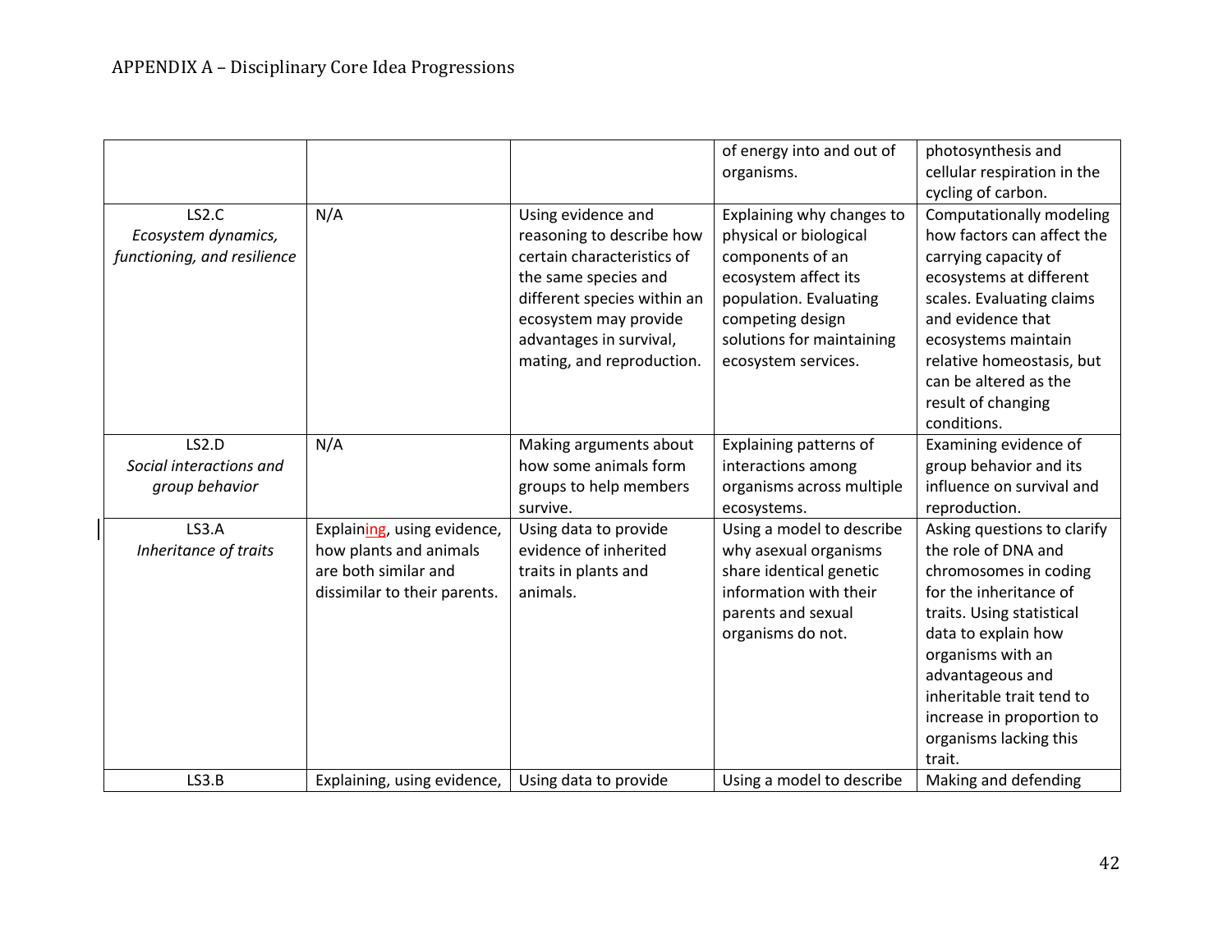| | | | of energy into and out of organisms. | photosynthesis and cellular respiration in the cycling of carbon. |
|---|---|---|---|---|
| LS2.C *Ecosystem dynamics, functioning, and resilience* | N/A | Using evidence and reasoning to describe how certain characteristics of the same species and different species within an ecosystem may provide advantages in survival, mating, and reproduction. | Explaining why changes to physical or biological components of an ecosystem affect its population. Evaluating competing design solutions for maintaining ecosystem services. | Computationally modeling how factors can affect the carrying capacity of ecosystems at different scales. Evaluating claims and evidence that ecosystems maintain relative homeostasis, but can be altered as the result of changing conditions. |
| LS2.D *Social interactions and group behavior* | N/A | Making arguments about how some animals form groups to help members survive. | Explaining patterns of interactions among organisms across multiple ecosystems. | Examining evidence of group behavior and its influence on survival and reproduction. |
| LS3.A *Inheritance of traits* | Explaining, using evidence, how plants and animals are both similar and dissimilar to their parents. | Using data to provide evidence of inherited traits in plants and animals. | Using a model to describe why asexual organisms share identical genetic information with their parents and sexual organisms do not. | Asking questions to clarify the role of DNA and chromosomes in coding for the inheritance of traits. Using statistical data to explain how organisms with an advantageous and inheritable trait tend to increase in proportion to organisms lacking this trait. |
| LS3.B | Explaining, using evidence, | Using data to provide | Using a model to describe | Making and defending |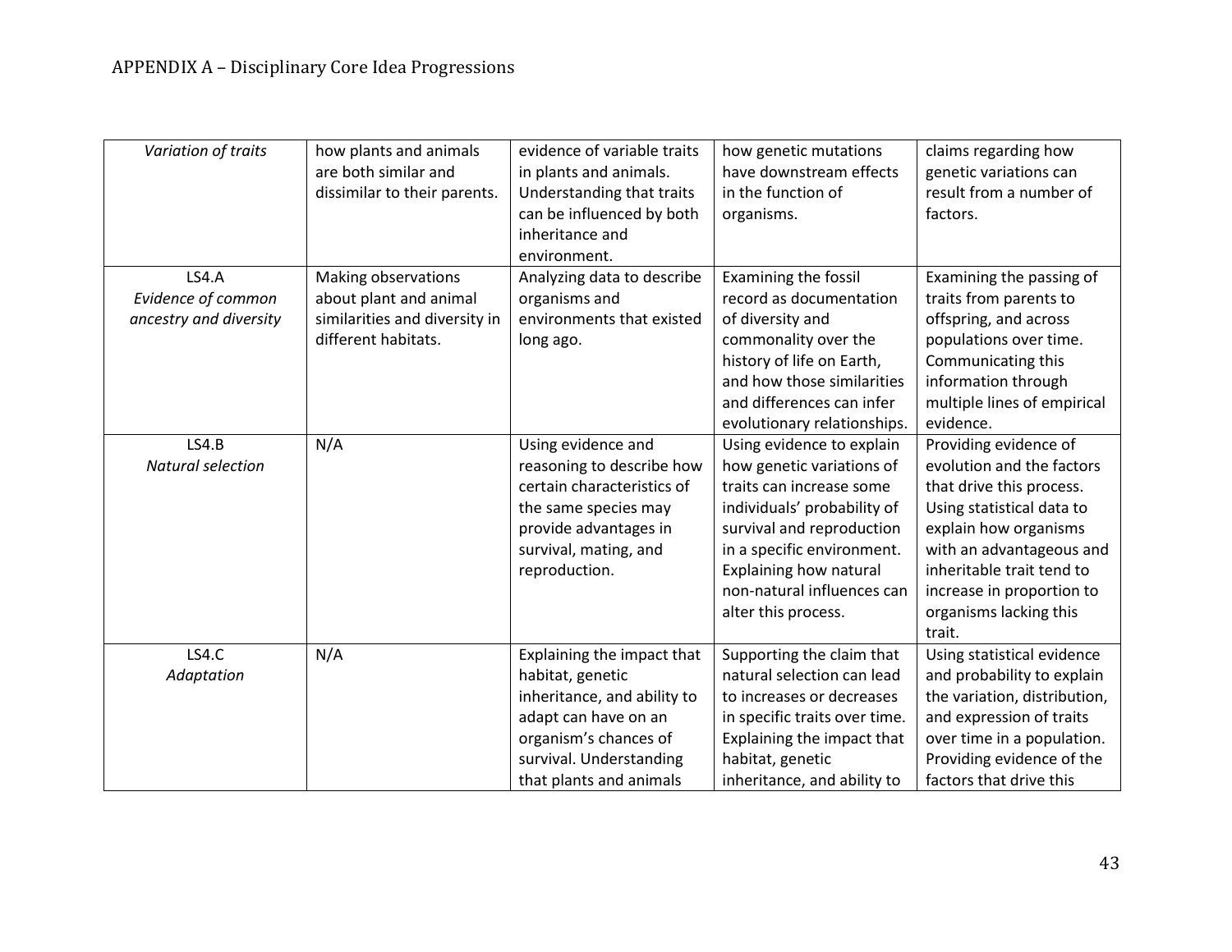| | | | | |
|---|---|---|---|---|
| *Variation of traits* | how plants and animals are both similar and dissimilar to their parents. | evidence of variable traits in plants and animals. Understanding that traits can be influenced by both inheritance and environment. | how genetic mutations have downstream effects in the function of organisms. | claims regarding how genetic variations can result from a number of factors. |
| LS4.A *Evidence of common ancestry and diversity* | Making observations about plant and animal similarities and diversity in different habitats. | Analyzing data to describe organisms and environments that existed long ago. | Examining the fossil record as documentation of diversity and commonality over the history of life on Earth, and how those similarities and differences can infer evolutionary relationships. | Examining the passing of traits from parents to offspring, and across populations over time. Communicating this information through multiple lines of empirical evidence. |
| LS4.B *Natural selection* | N/A | Using evidence and reasoning to describe how certain characteristics of the same species may provide advantages in survival, mating, and reproduction. | Using evidence to explain how genetic variations of traits can increase some individuals' probability of survival and reproduction in a specific environment. Explaining how natural non-natural influences can alter this process. | Providing evidence of evolution and the factors that drive this process. Using statistical data to explain how organisms with an advantageous and inheritable trait tend to increase in proportion to organisms lacking this trait. |
| LS4.C *Adaptation* | N/A | Explaining the impact that habitat, genetic inheritance, and ability to adapt can have on an organism's chances of survival. Understanding that plants and animals | Supporting the claim that natural selection can lead to increases or decreases in specific traits over time. Explaining the impact that habitat, genetic inheritance, and ability to | Using statistical evidence and probability to explain the variation, distribution, and expression of traits over time in a population. Providing evidence of the factors that drive this |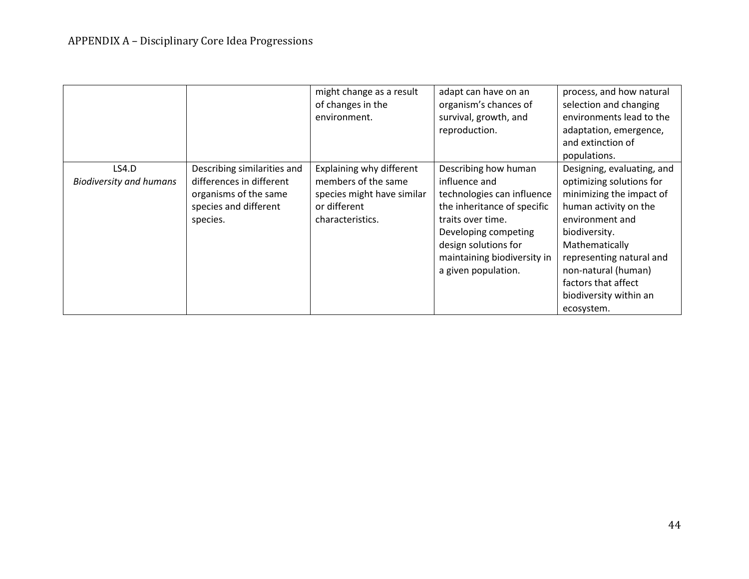| | | | | |
|---|---|---|---|---|
| | | might change as a result of changes in the environment. | adapt can have on an organism's chances of survival, growth, and reproduction. | process, and how natural selection and changing environments lead to the adaptation, emergence, and extinction of populations. |
| LS4.D *Biodiversity and humans* | Describing similarities and differences in different organisms of the same species and different species. | Explaining why different members of the same species might have similar or different characteristics. | Describing how human influence and technologies can influence the inheritance of specific traits over time. Developing competing design solutions for maintaining biodiversity in a given population. | Designing, evaluating, and optimizing solutions for minimizing the impact of human activity on the environment and biodiversity. Mathematically representing natural and non-natural (human) factors that affect biodiversity within an ecosystem. |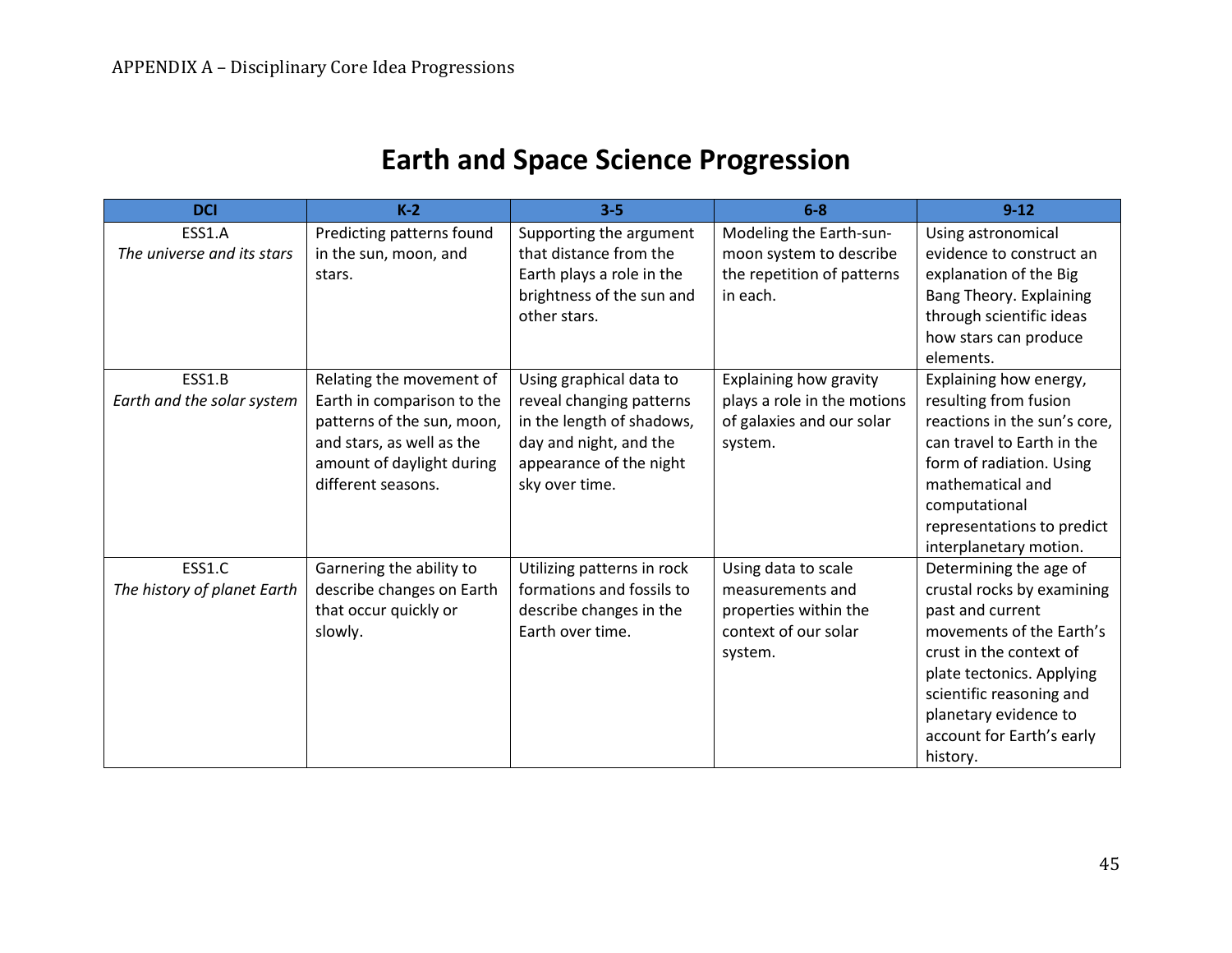# Earth and Space Science Progression

| DCI | K-2 | 3-5 | 6-8 | 9-12 |
|---|---|---|---|---|
| ESS1.A *The universe and its stars* | Predicting patterns found in the sun, moon, and stars. | Supporting the argument that distance from the Earth plays a role in the brightness of the sun and other stars. | Modeling the Earth-sun-moon system to describe the repetition of patterns in each. | Using astronomical evidence to construct an explanation of the Big Bang Theory. Explaining through scientific ideas how stars can produce elements. |
| ESS1.B *Earth and the solar system* | Relating the movement of Earth in comparison to the patterns of the sun, moon, and stars, as well as the amount of daylight during different seasons. | Using graphical data to reveal changing patterns in the length of shadows, day and night, and the appearance of the night sky over time. | Explaining how gravity plays a role in the motions of galaxies and our solar system. | Explaining how energy, resulting from fusion reactions in the sun's core, can travel to Earth in the form of radiation. Using mathematical and computational representations to predict interplanetary motion. |
| ESS1.C *The history of planet Earth* | Garnering the ability to describe changes on Earth that occur quickly or slowly. | Utilizing patterns in rock formations and fossils to describe changes in the Earth over time. | Using data to scale measurements and properties within the context of our solar system. | Determining the age of crustal rocks by examining past and current movements of the Earth's crust in the context of plate tectonics. Applying scientific reasoning and planetary evidence to account for Earth's early history. |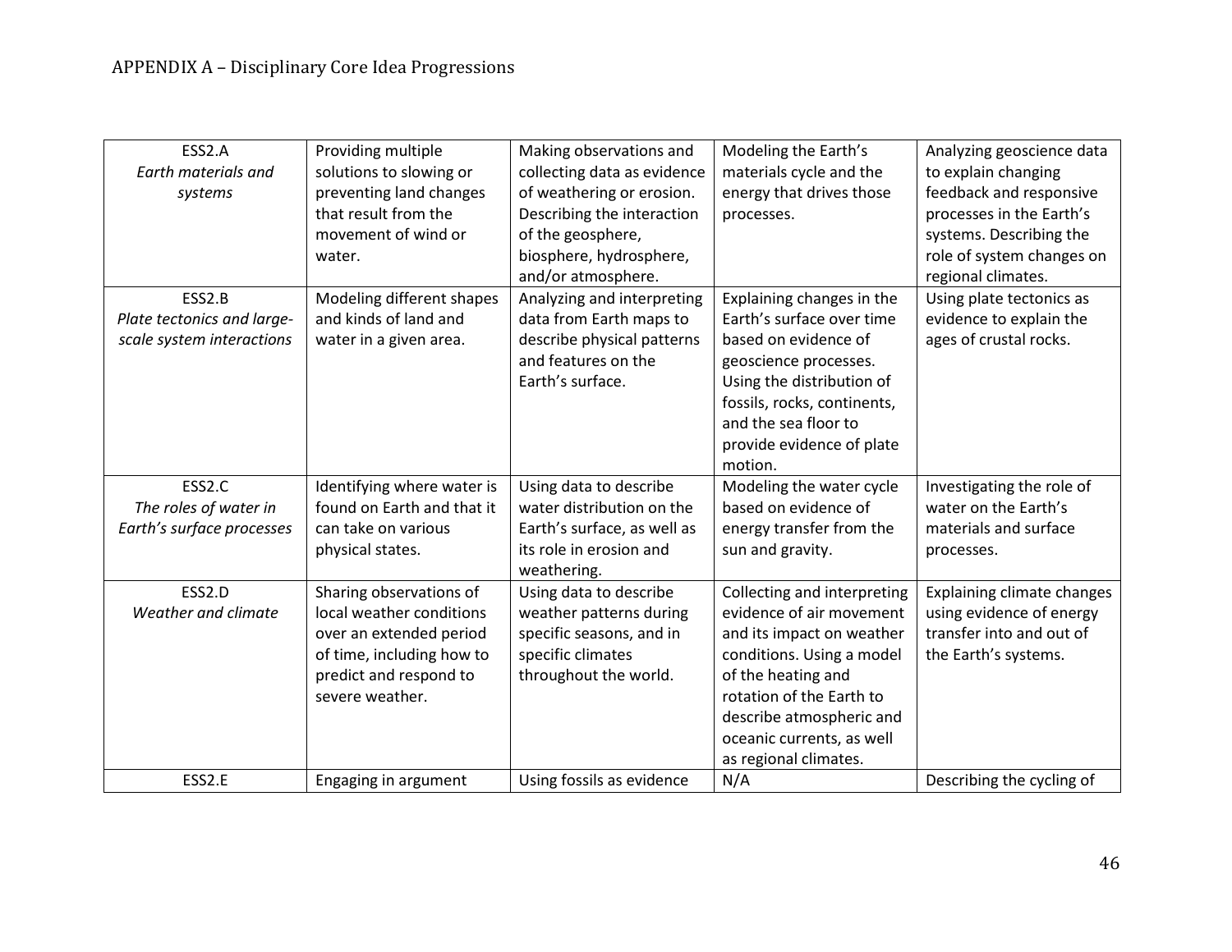| ESS2.A *Earth materials and systems* | Providing multiple solutions to slowing or preventing land changes that result from the movement of wind or water. | Making observations and collecting data as evidence of weathering or erosion. Describing the interaction of the geosphere, biosphere, hydrosphere, and/or atmosphere. | Modeling the Earth's materials cycle and the energy that drives those processes. | Analyzing geoscience data to explain changing feedback and responsive processes in the Earth's systems. Describing the role of system changes on regional climates. |
|---|---|---|---|---|
| ESS2.B *Plate tectonics and large-scale system interactions* | Modeling different shapes and kinds of land and water in a given area. | Analyzing and interpreting data from Earth maps to describe physical patterns and features on the Earth's surface. | Explaining changes in the Earth's surface over time based on evidence of geoscience processes. Using the distribution of fossils, rocks, continents, and the sea floor to provide evidence of plate motion. | Using plate tectonics as evidence to explain the ages of crustal rocks. |
| ESS2.C *The roles of water in Earth's surface processes* | Identifying where water is found on Earth and that it can take on various physical states. | Using data to describe water distribution on the Earth's surface, as well as its role in erosion and weathering. | Modeling the water cycle based on evidence of energy transfer from the sun and gravity. | Investigating the role of water on the Earth's materials and surface processes. |
| ESS2.D *Weather and climate* | Sharing observations of local weather conditions over an extended period of time, including how to predict and respond to severe weather. | Using data to describe weather patterns during specific seasons, and in specific climates throughout the world. | Collecting and interpreting evidence of air movement and its impact on weather conditions. Using a model of the heating and rotation of the Earth to describe atmospheric and oceanic currents, as well as regional climates. | Explaining climate changes using evidence of energy transfer into and out of the Earth's systems. |
| ESS2.E | Engaging in argument | Using fossils as evidence | N/A | Describing the cycling of |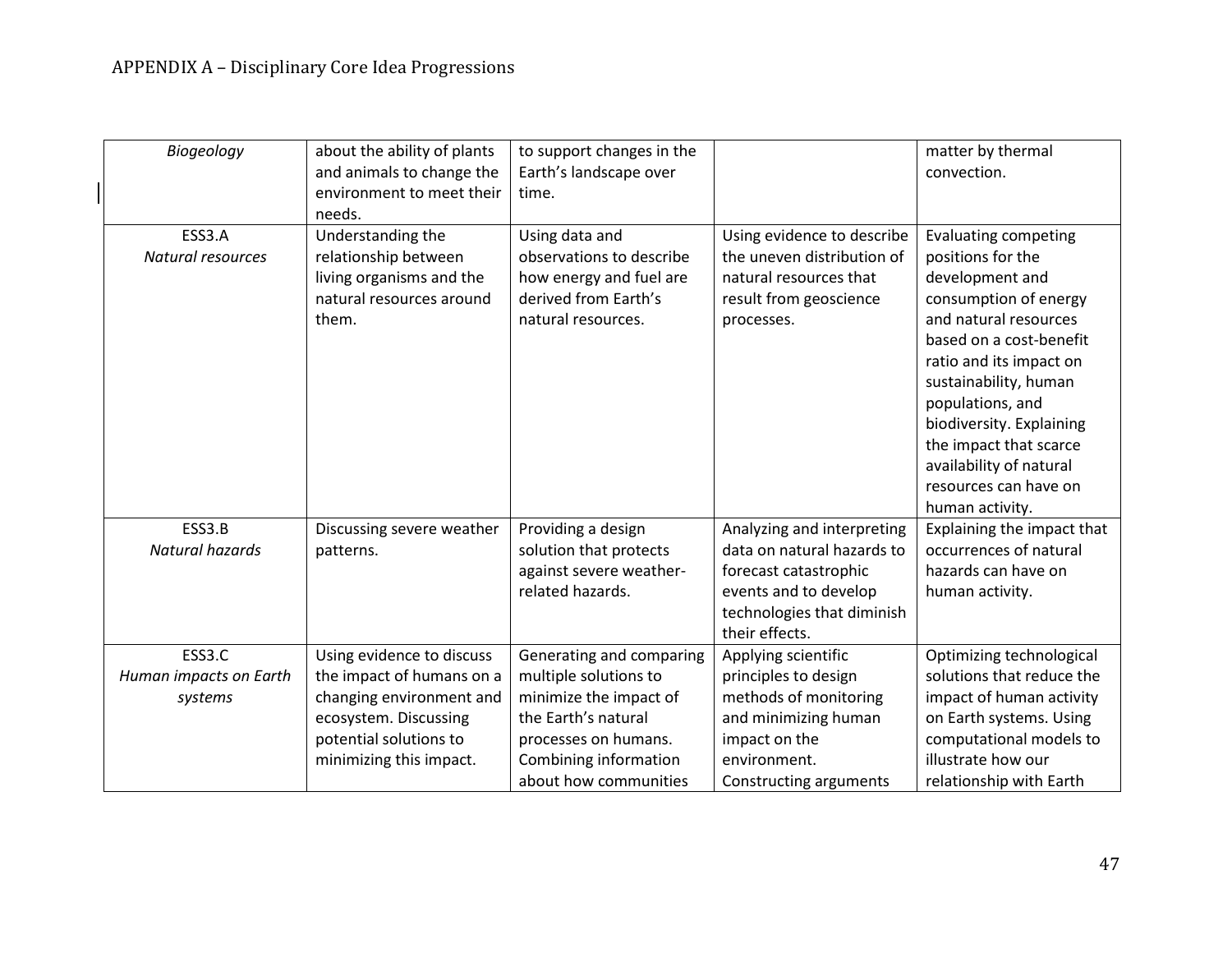| *Biogeology* | about the ability of plants and animals to change the environment to meet their needs. | to support changes in the Earth's landscape over time. | | matter by thermal convection. |
|---|---|---|---|---|
| ESS3.A *Natural resources* | Understanding the relationship between living organisms and the natural resources around them. | Using data and observations to describe how energy and fuel are derived from Earth's natural resources. | Using evidence to describe the uneven distribution of natural resources that result from geoscience processes. | Evaluating competing positions for the development and consumption of energy and natural resources based on a cost-benefit ratio and its impact on sustainability, human populations, and biodiversity. Explaining the impact that scarce availability of natural resources can have on human activity. |
| ESS3.B *Natural hazards* | Discussing severe weather patterns. | Providing a design solution that protects against severe weather-related hazards. | Analyzing and interpreting data on natural hazards to forecast catastrophic events and to develop technologies that diminish their effects. | Explaining the impact that occurrences of natural hazards can have on human activity. |
| ESS3.C *Human impacts on Earth systems* | Using evidence to discuss the impact of humans on a changing environment and ecosystem. Discussing potential solutions to minimizing this impact. | Generating and comparing multiple solutions to minimize the impact of the Earth's natural processes on humans. Combining information about how communities | Applying scientific principles to design methods of monitoring and minimizing human impact on the environment. Constructing arguments | Optimizing technological solutions that reduce the impact of human activity on Earth systems. Using computational models to illustrate how our relationship with Earth |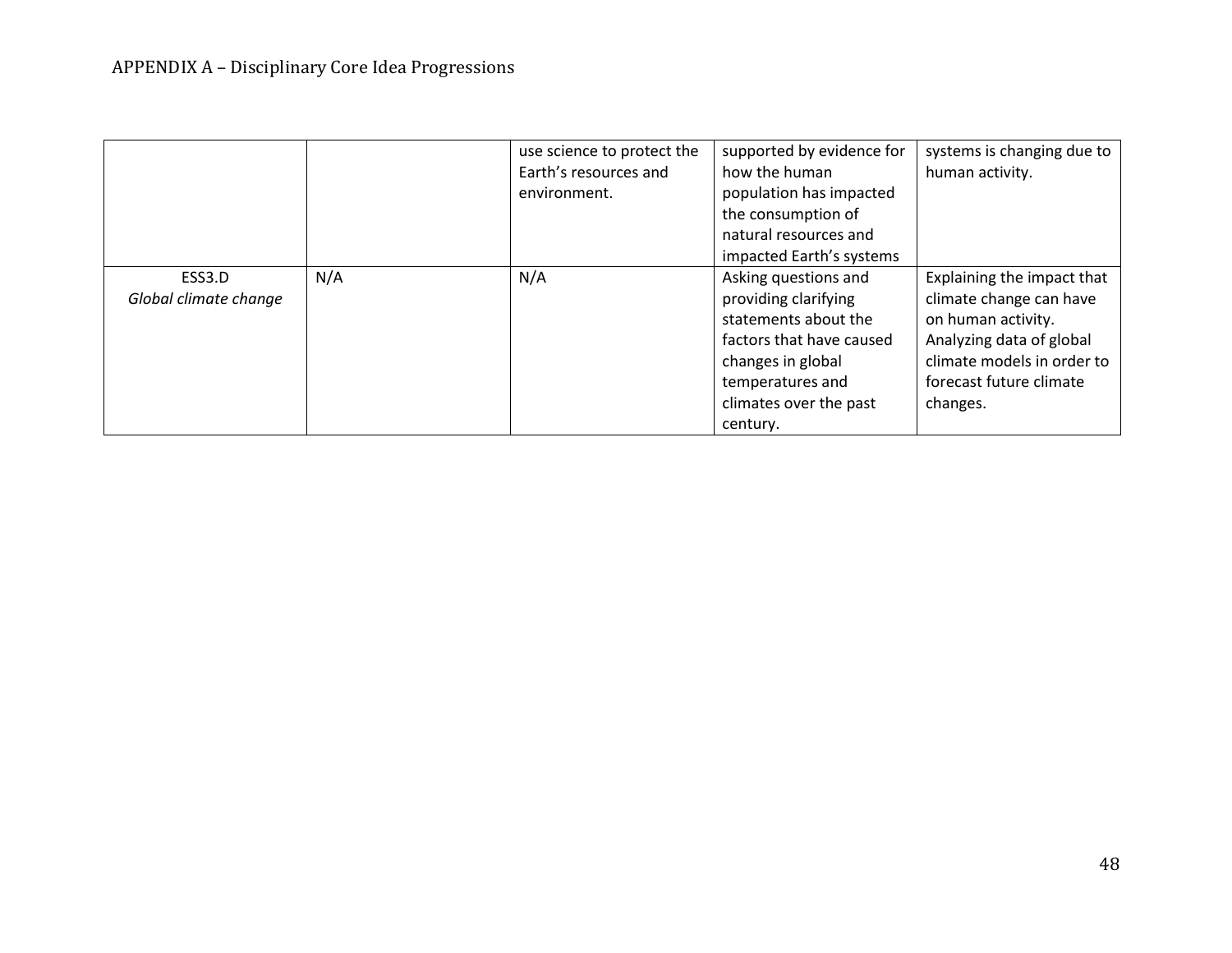| | | | | |
|---|---|---|---|---|
| | | use science to protect the Earth's resources and environment. | supported by evidence for how the human population has impacted the consumption of natural resources and impacted Earth's systems | systems is changing due to human activity. |
| ESS3.D *Global climate change* | N/A | N/A | Asking questions and providing clarifying statements about the factors that have caused changes in global temperatures and climates over the past century. | Explaining the impact that climate change can have on human activity. Analyzing data of global climate models in order to forecast future climate changes. |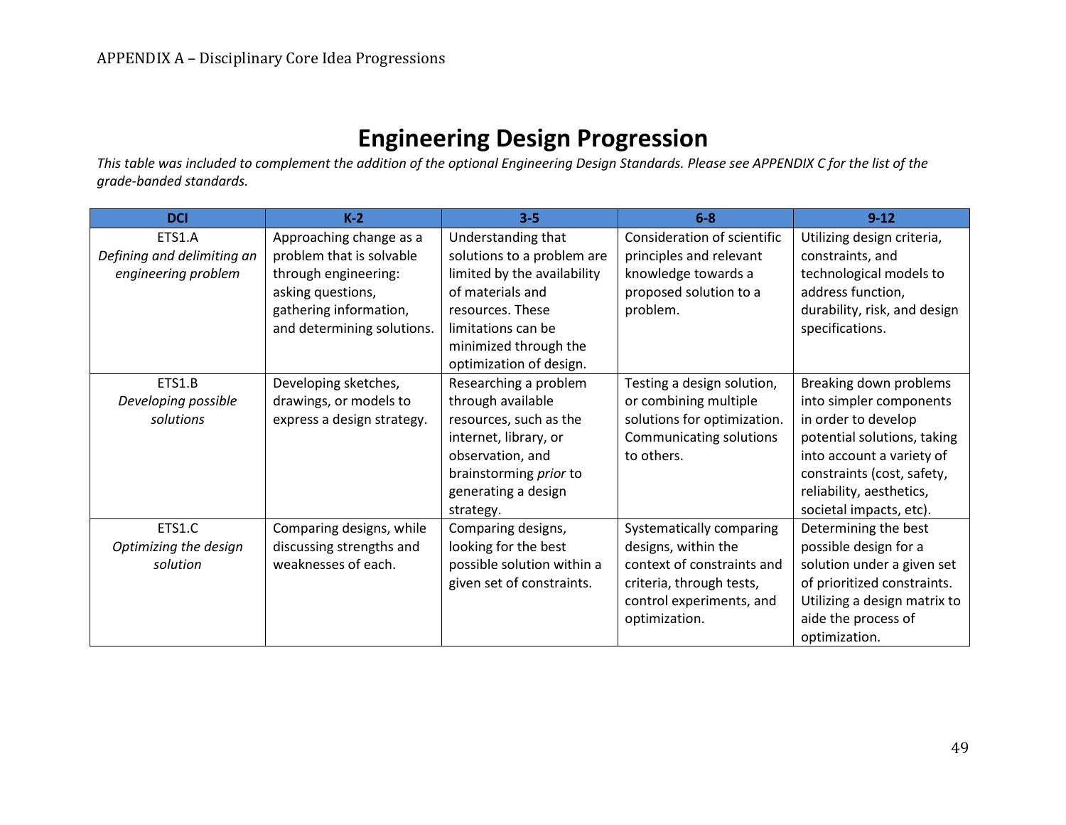# Engineering Design Progression

*This table was included to complement the addition of the optional Engineering Design Standards. Please see APPENDIX C for the list of the grade-banded standards.*

| DCI | K-2 | 3-5 | 6-8 | 9-12 |
|---|---|---|---|---|
| ETS1.A *Defining and delimiting an engineering problem* | Approaching change as a problem that is solvable through engineering: asking questions, gathering information, and determining solutions. | Understanding that solutions to a problem are limited by the availability of materials and resources. These limitations can be minimized through the optimization of design. | Consideration of scientific principles and relevant knowledge towards a proposed solution to a problem. | Utilizing design criteria, constraints, and technological models to address function, durability, risk, and design specifications. |
| ETS1.B *Developing possible solutions* | Developing sketches, drawings, or models to express a design strategy. | Researching a problem through available resources, such as the internet, library, or observation, and brainstorming *prior* to generating a design strategy. | Testing a design solution, or combining multiple solutions for optimization. Communicating solutions to others. | Breaking down problems into simpler components in order to develop potential solutions, taking into account a variety of constraints (cost, safety, reliability, aesthetics, societal impacts, etc). |
| ETS1.C *Optimizing the design solution* | Comparing designs, while discussing strengths and weaknesses of each. | Comparing designs, looking for the best possible solution within a given set of constraints. | Systematically comparing designs, within the context of constraints and criteria, through tests, control experiments, and optimization. | Determining the best possible design for a solution under a given set of prioritized constraints. Utilizing a design matrix to aide the process of optimization. |